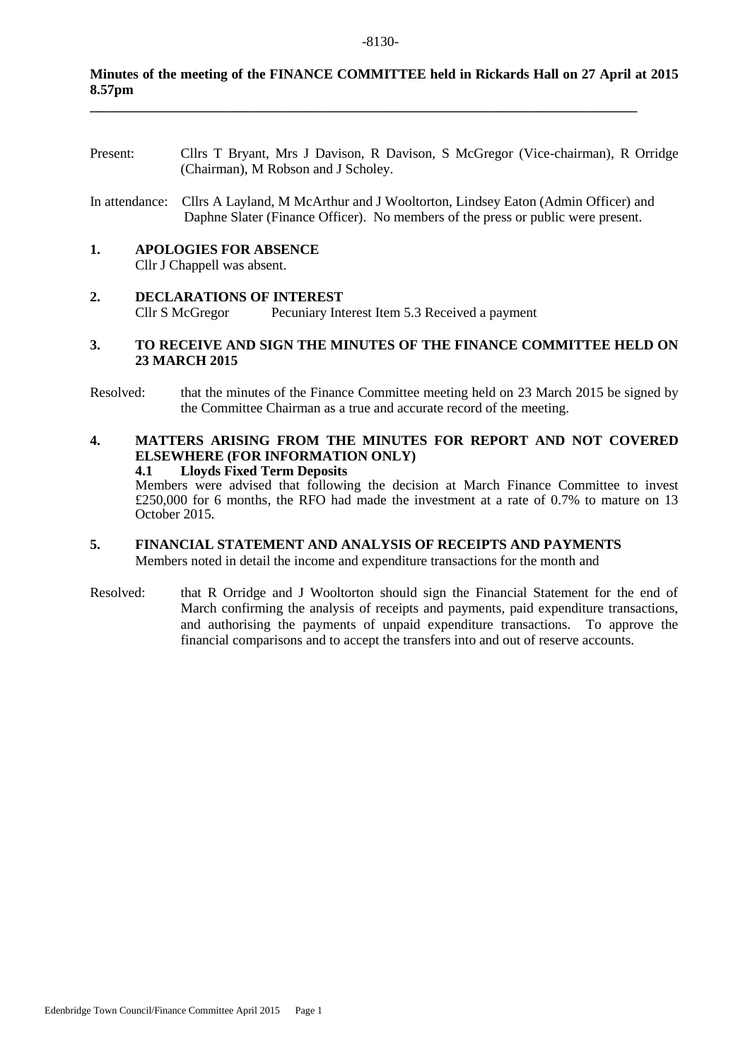**Minutes of the meeting of the FINANCE COMMITTEE held in Rickards Hall on 27 April at 2015 8.57pm**

---

Present: Cllrs T Bryant, Mrs J Davison, R Davison, S McGregor (Vice-chairman), R Orridge (Chairman), M Robson and J Scholey.

In attendance: Cllrs A Layland, M McArthur and J Wooltorton, Lindsey Eaton (Admin Officer) and Daphne Slater (Finance Officer). No members of the press or public were present.

## 1. APOLOGIES FOR ABSENCE

Cllr J Chappell was absent.

## 2. DECLARATIONS OF INTEREST

Cllr S McGregor Pecuniary Interest Item 5.3 Received a payment

## 3. TO RECEIVE AND SIGN THE MINUTES OF THE FINANCE COMMITTEE HELD ON 23 MARCH 2015

Resolved: that the minutes of the Finance Committee meeting held on 23 March 2015 be signed by the Committee Chairman as a true and accurate record of the meeting.

## 4. MATTERS ARISING FROM THE MINUTES FOR REPORT AND NOT COVERED ELSEWHERE (FOR INFORMATION ONLY)

### 4.1 Lloyds Fixed Term Deposits

Members were advised that following the decision at March Finance Committee to invest £250,000 for 6 months, the RFO had made the investment at a rate of 0.7% to mature on 13 October 2015.

## 5. FINANCIAL STATEMENT AND ANALYSIS OF RECEIPTS AND PAYMENTS

Members noted in detail the income and expenditure transactions for the month and

Resolved: that R Orridge and J Wooltorton should sign the Financial Statement for the end of March confirming the analysis of receipts and payments, paid expenditure transactions, and authorising the payments of unpaid expenditure transactions. To approve the financial comparisons and to accept the transfers into and out of reserve accounts.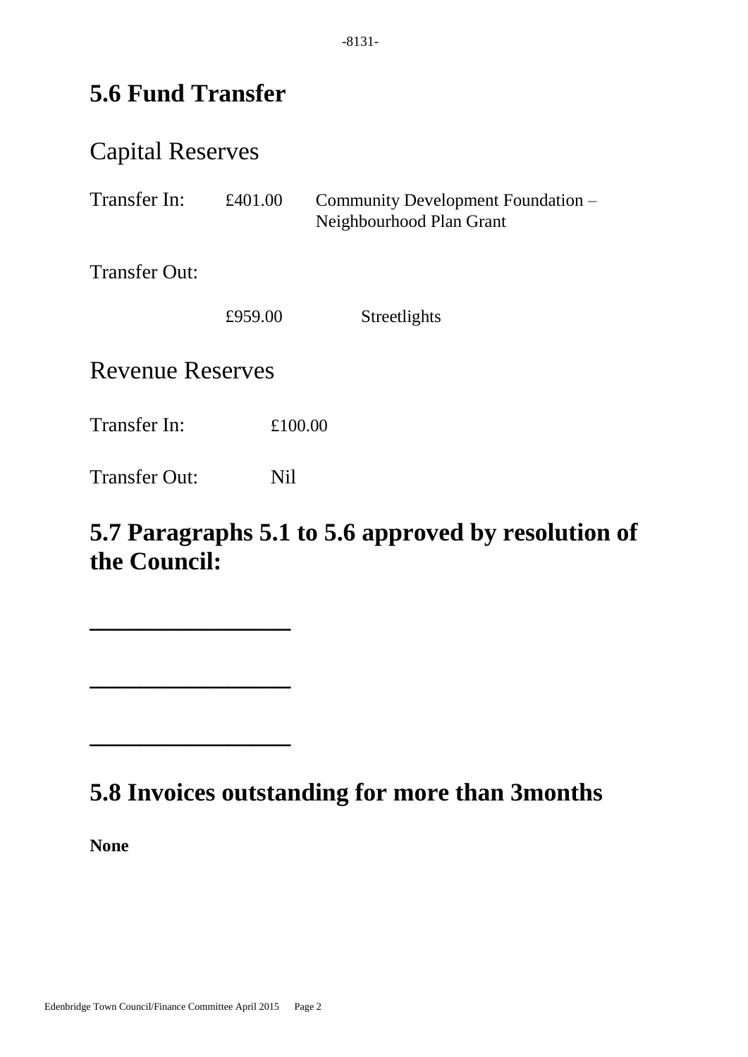## 5.6 Fund Transfer

### Capital Reserves

Transfer In: £401.00 Community Development Foundation – Neighbourhood Plan Grant

Transfer Out:

£959.00 Streetlights

### Revenue Reserves

Transfer In: £100.00

Transfer Out: Nil

## 5.7 Paragraphs 5.1 to 5.6 approved by resolution of the Council:

\_\_\_\_\_\_\_\_\_\_\_\_\_\_\_\_\_\_

\_\_\_\_\_\_\_\_\_\_\_\_\_\_\_\_\_\_

\_\_\_\_\_\_\_\_\_\_\_\_\_\_\_\_\_\_

## 5.8 Invoices outstanding for more than 3months

**None**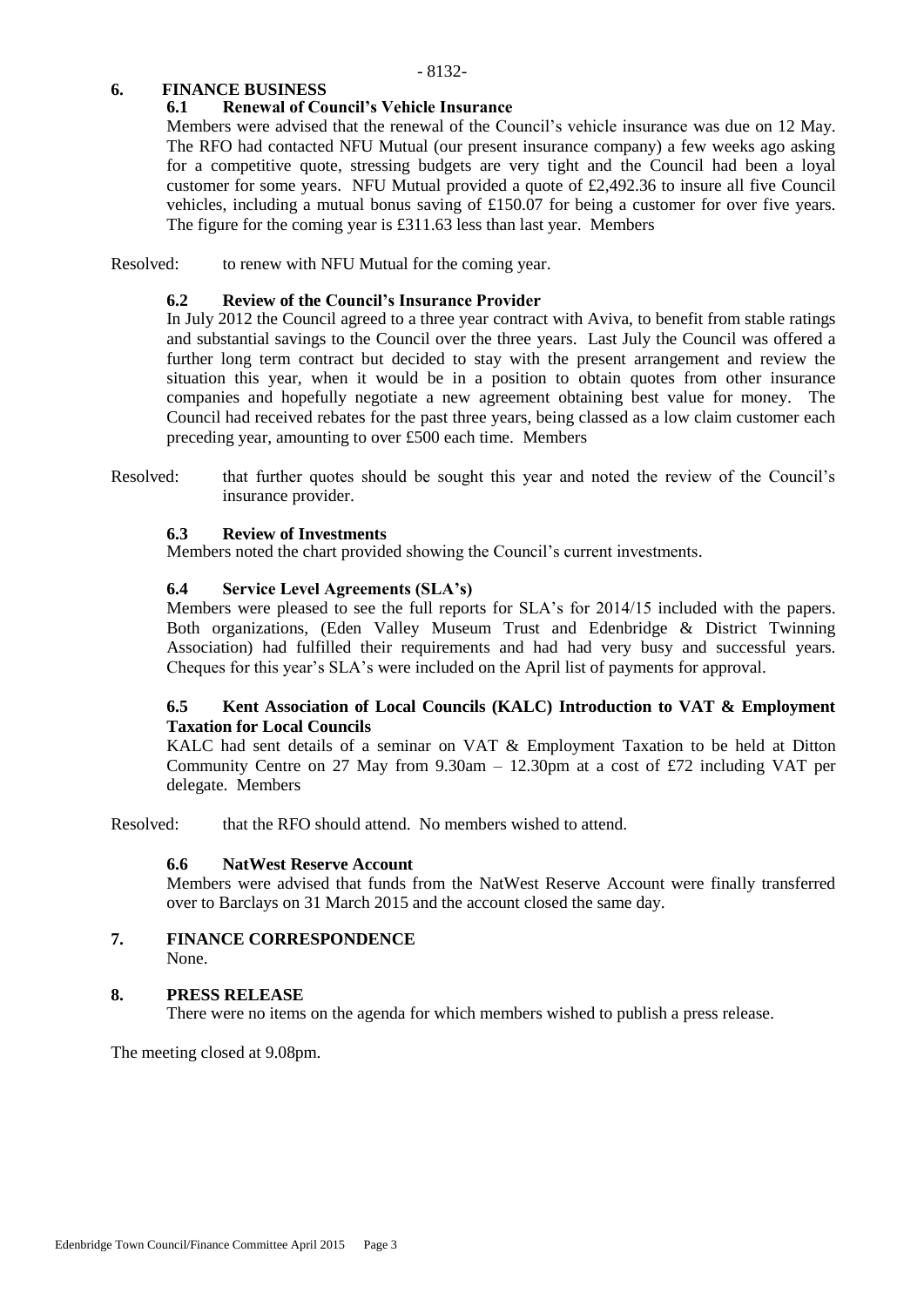## 6. FINANCE BUSINESS

### 6.1 Renewal of Council's Vehicle Insurance

Members were advised that the renewal of the Council's vehicle insurance was due on 12 May. The RFO had contacted NFU Mutual (our present insurance company) a few weeks ago asking for a competitive quote, stressing budgets are very tight and the Council had been a loyal customer for some years. NFU Mutual provided a quote of £2,492.36 to insure all five Council vehicles, including a mutual bonus saving of £150.07 for being a customer for over five years. The figure for the coming year is £311.63 less than last year. Members

Resolved: to renew with NFU Mutual for the coming year.

### 6.2 Review of the Council's Insurance Provider

In July 2012 the Council agreed to a three year contract with Aviva, to benefit from stable ratings and substantial savings to the Council over the three years. Last July the Council was offered a further long term contract but decided to stay with the present arrangement and review the situation this year, when it would be in a position to obtain quotes from other insurance companies and hopefully negotiate a new agreement obtaining best value for money. The Council had received rebates for the past three years, being classed as a low claim customer each preceding year, amounting to over £500 each time. Members

Resolved: that further quotes should be sought this year and noted the review of the Council's insurance provider.

### 6.3 Review of Investments

Members noted the chart provided showing the Council's current investments.

### 6.4 Service Level Agreements (SLA's)

Members were pleased to see the full reports for SLA's for 2014/15 included with the papers. Both organizations, (Eden Valley Museum Trust and Edenbridge & District Twinning Association) had fulfilled their requirements and had had very busy and successful years. Cheques for this year's SLA's were included on the April list of payments for approval.

### 6.5 Kent Association of Local Councils (KALC) Introduction to VAT & Employment Taxation for Local Councils

KALC had sent details of a seminar on VAT & Employment Taxation to be held at Ditton Community Centre on 27 May from 9.30am – 12.30pm at a cost of £72 including VAT per delegate. Members

Resolved: that the RFO should attend. No members wished to attend.

### 6.6 NatWest Reserve Account

Members were advised that funds from the NatWest Reserve Account were finally transferred over to Barclays on 31 March 2015 and the account closed the same day.

## 7. FINANCE CORRESPONDENCE

None.

## 8. PRESS RELEASE

There were no items on the agenda for which members wished to publish a press release.

The meeting closed at 9.08pm.